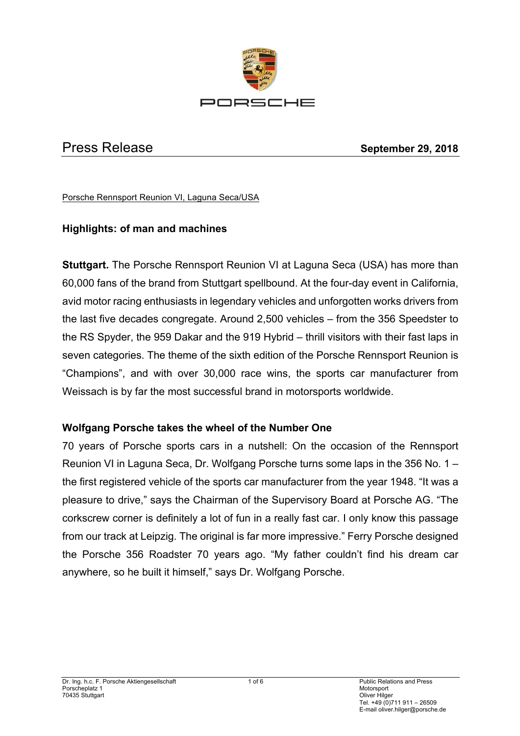PORSCHE

# Press Release

**September 29, 2018**

Porsche Rennsport Reunion VI, Laguna Seca/USA

## Highlights: of man and machines

**Stuttgart.** The Porsche Rennsport Reunion VI at Laguna Seca (USA) has more than 60,000 fans of the brand from Stuttgart spellbound. At the four-day event in California, avid motor racing enthusiasts in legendary vehicles and unforgotten works drivers from the last five decades congregate. Around 2,500 vehicles – from the 356 Speedster to the RS Spyder, the 959 Dakar and the 919 Hybrid – thrill visitors with their fast laps in seven categories. The theme of the sixth edition of the Porsche Rennsport Reunion is "Champions", and with over 30,000 race wins, the sports car manufacturer from Weissach is by far the most successful brand in motorsports worldwide.

### Wolfgang Porsche takes the wheel of the Number One

70 years of Porsche sports cars in a nutshell: On the occasion of the Rennsport Reunion VI in Laguna Seca, Dr. Wolfgang Porsche turns some laps in the 356 No. 1 – the first registered vehicle of the sports car manufacturer from the year 1948. "It was a pleasure to drive," says the Chairman of the Supervisory Board at Porsche AG. "The corkscrew corner is definitely a lot of fun in a really fast car. I only know this passage from our track at Leipzig. The original is far more impressive." Ferry Porsche designed the Porsche 356 Roadster 70 years ago. "My father couldn't find his dream car anywhere, so he built it himself," says Dr. Wolfgang Porsche.

Dr. Ing. h.c. F. Porsche Aktiengesellschaft
Porscheplatz 1
70435 Stuttgart

Public Relations and Press
Motorsport
Oliver Hilger
Tel. +49 (0)711 911 – 26509
E-mail oliver.hilger@porsche.de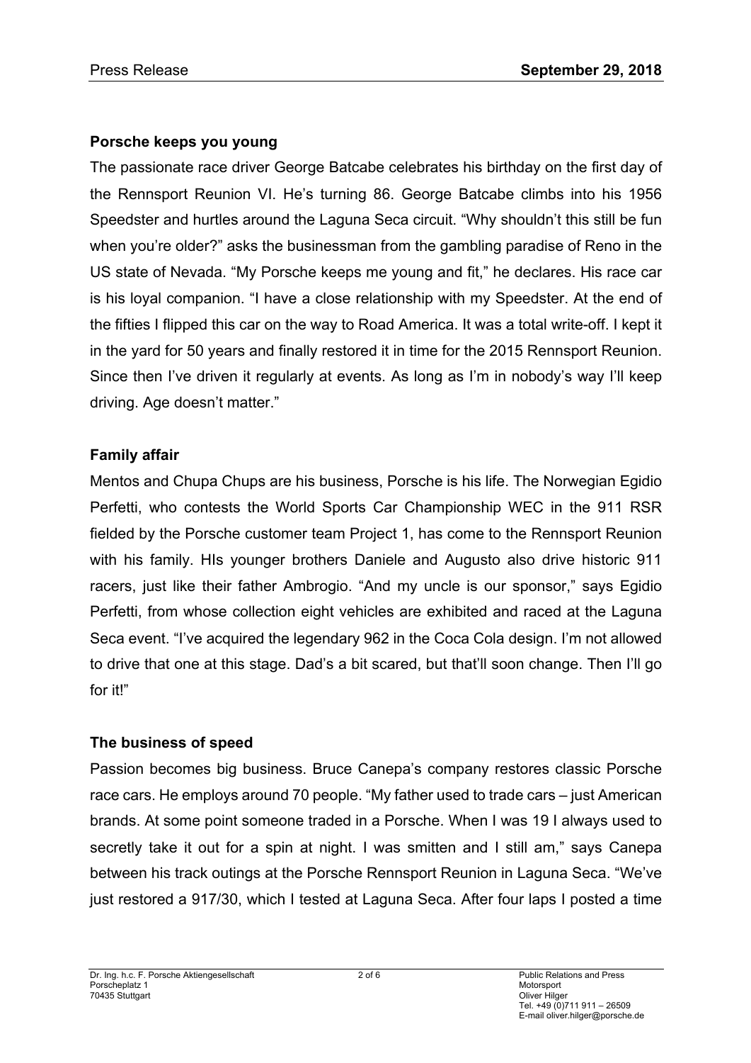### Porsche keeps you young

The passionate race driver George Batcabe celebrates his birthday on the first day of the Rennsport Reunion VI. He's turning 86. George Batcabe climbs into his 1956 Speedster and hurtles around the Laguna Seca circuit. "Why shouldn't this still be fun when you're older?" asks the businessman from the gambling paradise of Reno in the US state of Nevada. "My Porsche keeps me young and fit," he declares. His race car is his loyal companion. "I have a close relationship with my Speedster. At the end of the fifties I flipped this car on the way to Road America. It was a total write-off. I kept it in the yard for 50 years and finally restored it in time for the 2015 Rennsport Reunion. Since then I've driven it regularly at events. As long as I'm in nobody's way I'll keep driving. Age doesn't matter."

### Family affair

Mentos and Chupa Chups are his business, Porsche is his life. The Norwegian Egidio Perfetti, who contests the World Sports Car Championship WEC in the 911 RSR fielded by the Porsche customer team Project 1, has come to the Rennsport Reunion with his family. HIs younger brothers Daniele and Augusto also drive historic 911 racers, just like their father Ambrogio. "And my uncle is our sponsor," says Egidio Perfetti, from whose collection eight vehicles are exhibited and raced at the Laguna Seca event. "I've acquired the legendary 962 in the Coca Cola design. I'm not allowed to drive that one at this stage. Dad's a bit scared, but that'll soon change. Then I'll go for it!"

### The business of speed

Passion becomes big business. Bruce Canepa's company restores classic Porsche race cars. He employs around 70 people. "My father used to trade cars – just American brands. At some point someone traded in a Porsche. When I was 19 I always used to secretly take it out for a spin at night. I was smitten and I still am," says Canepa between his track outings at the Porsche Rennsport Reunion in Laguna Seca. "We've just restored a 917/30, which I tested at Laguna Seca. After four laps I posted a time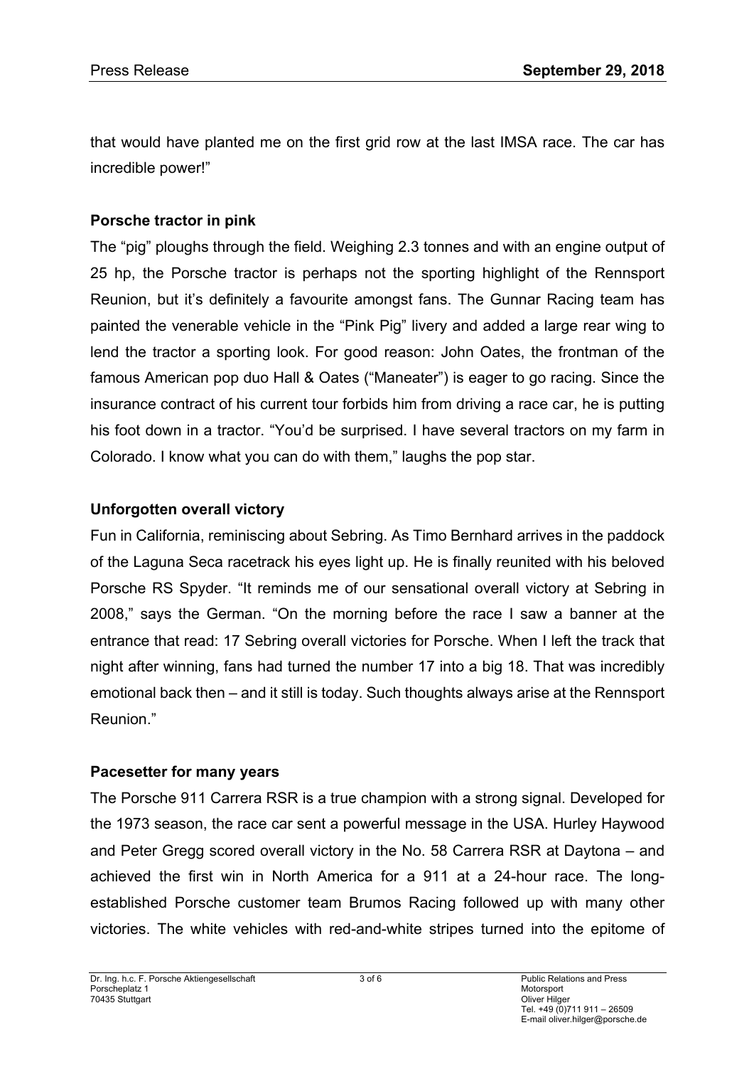that would have planted me on the first grid row at the last IMSA race. The car has incredible power!"

**Porsche tractor in pink**

The "pig" ploughs through the field. Weighing 2.3 tonnes and with an engine output of 25 hp, the Porsche tractor is perhaps not the sporting highlight of the Rennsport Reunion, but it's definitely a favourite amongst fans. The Gunnar Racing team has painted the venerable vehicle in the "Pink Pig" livery and added a large rear wing to lend the tractor a sporting look. For good reason: John Oates, the frontman of the famous American pop duo Hall & Oates ("Maneater") is eager to go racing. Since the insurance contract of his current tour forbids him from driving a race car, he is putting his foot down in a tractor. "You'd be surprised. I have several tractors on my farm in Colorado. I know what you can do with them," laughs the pop star.

**Unforgotten overall victory**

Fun in California, reminiscing about Sebring. As Timo Bernhard arrives in the paddock of the Laguna Seca racetrack his eyes light up. He is finally reunited with his beloved Porsche RS Spyder. "It reminds me of our sensational overall victory at Sebring in 2008," says the German. "On the morning before the race I saw a banner at the entrance that read: 17 Sebring overall victories for Porsche. When I left the track that night after winning, fans had turned the number 17 into a big 18. That was incredibly emotional back then – and it still is today. Such thoughts always arise at the Rennsport Reunion."

**Pacesetter for many years**

The Porsche 911 Carrera RSR is a true champion with a strong signal. Developed for the 1973 season, the race car sent a powerful message in the USA. Hurley Haywood and Peter Gregg scored overall victory in the No. 58 Carrera RSR at Daytona – and achieved the first win in North America for a 911 at a 24-hour race. The long-established Porsche customer team Brumos Racing followed up with many other victories. The white vehicles with red-and-white stripes turned into the epitome of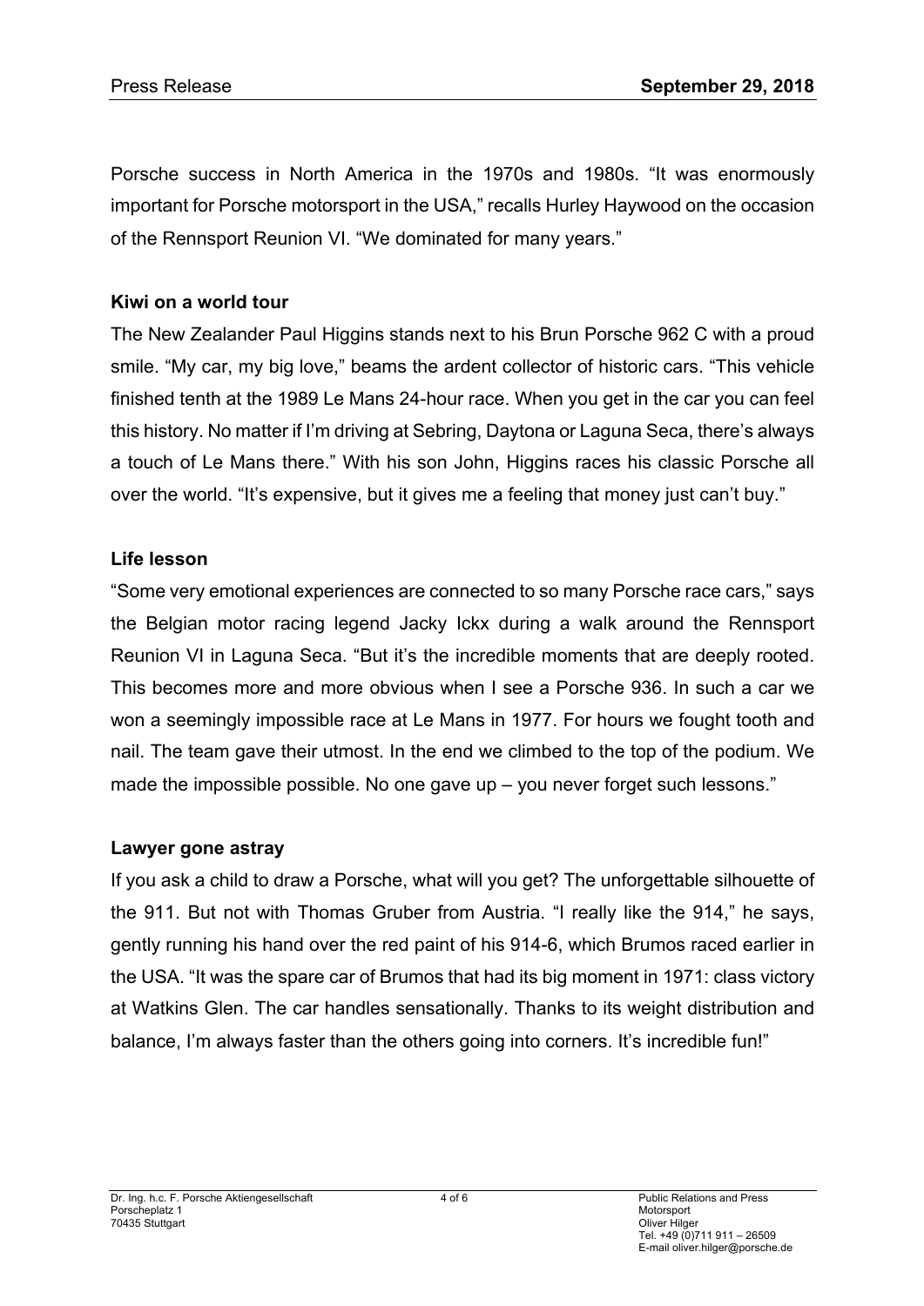Porsche success in North America in the 1970s and 1980s. “It was enormously important for Porsche motorsport in the USA,” recalls Hurley Haywood on the occasion of the Rennsport Reunion VI. “We dominated for many years.”

**Kiwi on a world tour**

The New Zealander Paul Higgins stands next to his Brun Porsche 962 C with a proud smile. “My car, my big love,” beams the ardent collector of historic cars. “This vehicle finished tenth at the 1989 Le Mans 24-hour race. When you get in the car you can feel this history. No matter if I’m driving at Sebring, Daytona or Laguna Seca, there’s always a touch of Le Mans there.” With his son John, Higgins races his classic Porsche all over the world. “It’s expensive, but it gives me a feeling that money just can’t buy.”

**Life lesson**

“Some very emotional experiences are connected to so many Porsche race cars,” says the Belgian motor racing legend Jacky Ickx during a walk around the Rennsport Reunion VI in Laguna Seca. “But it’s the incredible moments that are deeply rooted. This becomes more and more obvious when I see a Porsche 936. In such a car we won a seemingly impossible race at Le Mans in 1977. For hours we fought tooth and nail. The team gave their utmost. In the end we climbed to the top of the podium. We made the impossible possible. No one gave up – you never forget such lessons.”

**Lawyer gone astray**

If you ask a child to draw a Porsche, what will you get? The unforgettable silhouette of the 911. But not with Thomas Gruber from Austria. “I really like the 914,” he says, gently running his hand over the red paint of his 914-6, which Brumos raced earlier in the USA. “It was the spare car of Brumos that had its big moment in 1971: class victory at Watkins Glen. The car handles sensationally. Thanks to its weight distribution and balance, I’m always faster than the others going into corners. It’s incredible fun!”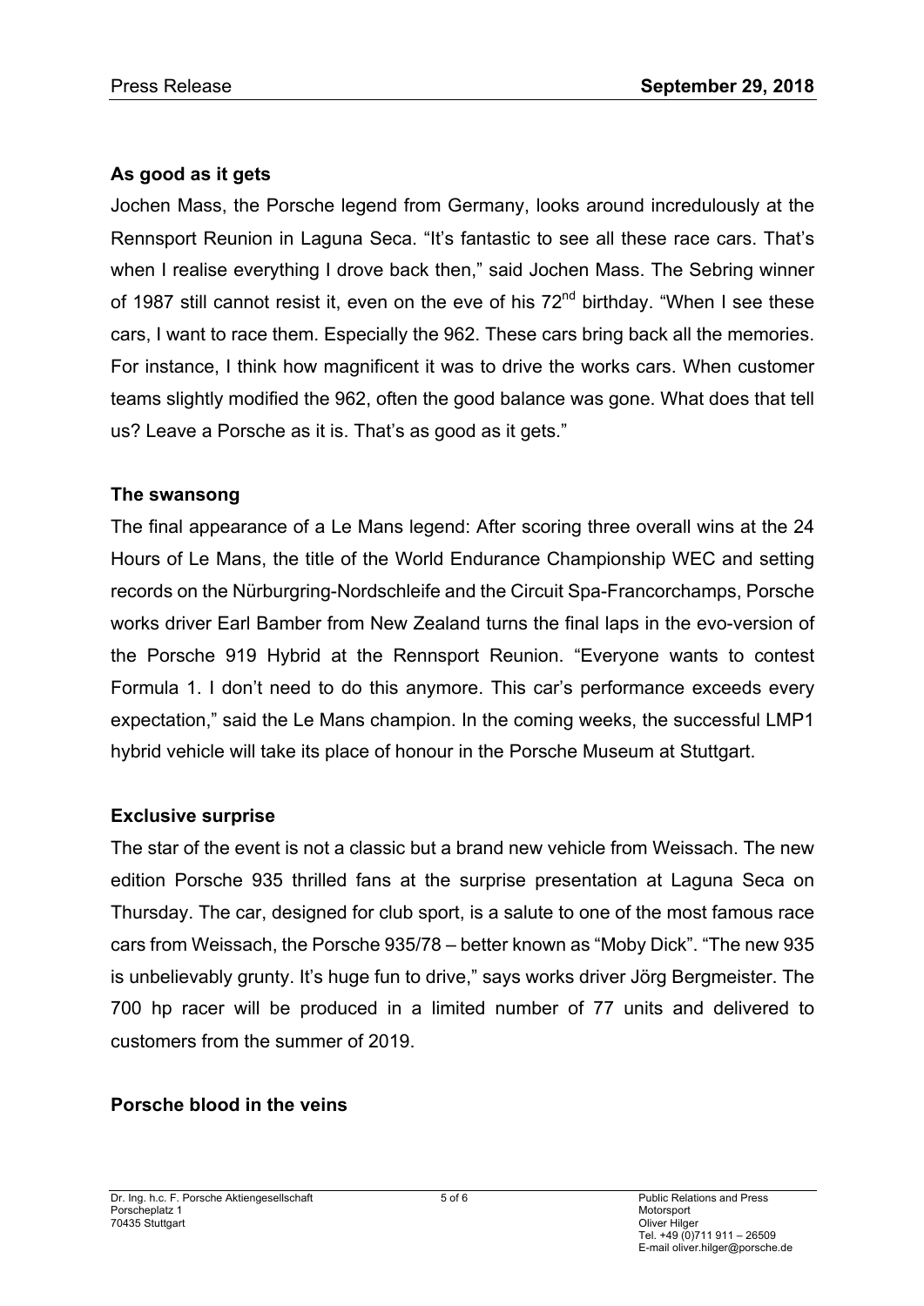## As good as it gets

Jochen Mass, the Porsche legend from Germany, looks around incredulously at the Rennsport Reunion in Laguna Seca. “It’s fantastic to see all these race cars. That’s when I realise everything I drove back then,” said Jochen Mass. The Sebring winner of 1987 still cannot resist it, even on the eve of his 72nd birthday. “When I see these cars, I want to race them. Especially the 962. These cars bring back all the memories. For instance, I think how magnificent it was to drive the works cars. When customer teams slightly modified the 962, often the good balance was gone. What does that tell us? Leave a Porsche as it is. That’s as good as it gets.”

## The swansong

The final appearance of a Le Mans legend: After scoring three overall wins at the 24 Hours of Le Mans, the title of the World Endurance Championship WEC and setting records on the Nürburgring-Nordschleife and the Circuit Spa-Francorchamps, Porsche works driver Earl Bamber from New Zealand turns the final laps in the evo-version of the Porsche 919 Hybrid at the Rennsport Reunion. “Everyone wants to contest Formula 1. I don’t need to do this anymore. This car’s performance exceeds every expectation,” said the Le Mans champion. In the coming weeks, the successful LMP1 hybrid vehicle will take its place of honour in the Porsche Museum at Stuttgart.

## Exclusive surprise

The star of the event is not a classic but a brand new vehicle from Weissach. The new edition Porsche 935 thrilled fans at the surprise presentation at Laguna Seca on Thursday. The car, designed for club sport, is a salute to one of the most famous race cars from Weissach, the Porsche 935/78 – better known as “Moby Dick”. “The new 935 is unbelievably grunty. It’s huge fun to drive,” says works driver Jörg Bergmeister. The 700 hp racer will be produced in a limited number of 77 units and delivered to customers from the summer of 2019.

## Porsche blood in the veins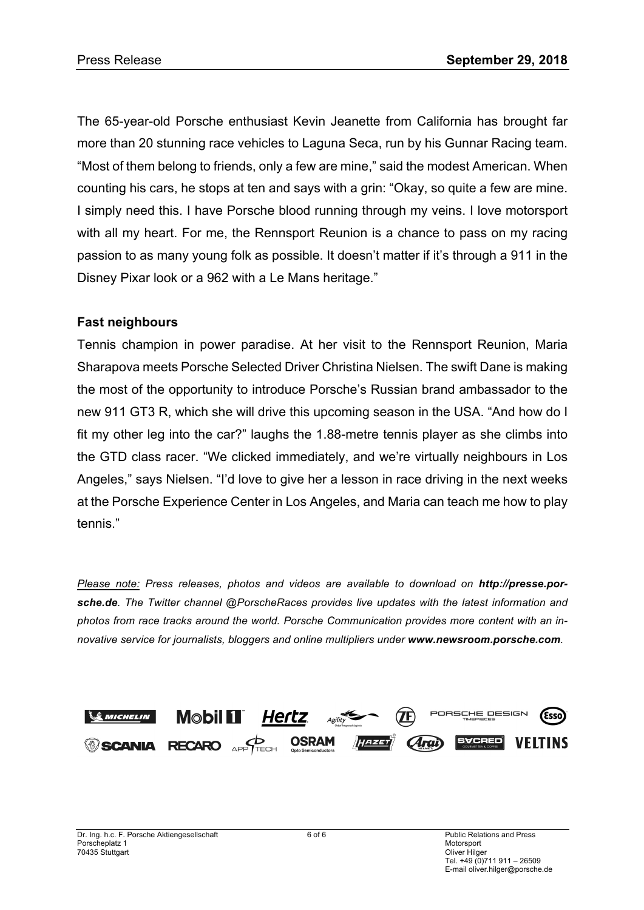The 65-year-old Porsche enthusiast Kevin Jeanette from California has brought far more than 20 stunning race vehicles to Laguna Seca, run by his Gunnar Racing team. "Most of them belong to friends, only a few are mine," said the modest American. When counting his cars, he stops at ten and says with a grin: "Okay, so quite a few are mine. I simply need this. I have Porsche blood running through my veins. I love motorsport with all my heart. For me, the Rennsport Reunion is a chance to pass on my racing passion to as many young folk as possible. It doesn't matter if it's through a 911 in the Disney Pixar look or a 962 with a Le Mans heritage."

**Fast neighbours**

Tennis champion in power paradise. At her visit to the Rennsport Reunion, Maria Sharapova meets Porsche Selected Driver Christina Nielsen. The swift Dane is making the most of the opportunity to introduce Porsche's Russian brand ambassador to the new 911 GT3 R, which she will drive this upcoming season in the USA. "And how do I fit my other leg into the car?" laughs the 1.88-metre tennis player as she climbs into the GTD class racer. "We clicked immediately, and we're virtually neighbours in Los Angeles," says Nielsen. "I'd love to give her a lesson in race driving in the next weeks at the Porsche Experience Center in Los Angeles, and Maria can teach me how to play tennis."

*Please note: Press releases, photos and videos are available to download on **http://presse.porsche.de**. The Twitter channel @PorscheRaces provides live updates with the latest information and photos from race tracks around the world. Porsche Communication provides more content with an innovative service for journalists, bloggers and online multipliers under **www.newsroom.porsche.com**.*

Dr. Ing. h.c. F. Porsche Aktiengesellschaft
Porscheplatz 1
70435 Stuttgart

Public Relations and Press
Motorsport
Oliver Hilger
Tel. +49 (0)711 911 – 26509
E-mail oliver.hilger@porsche.de